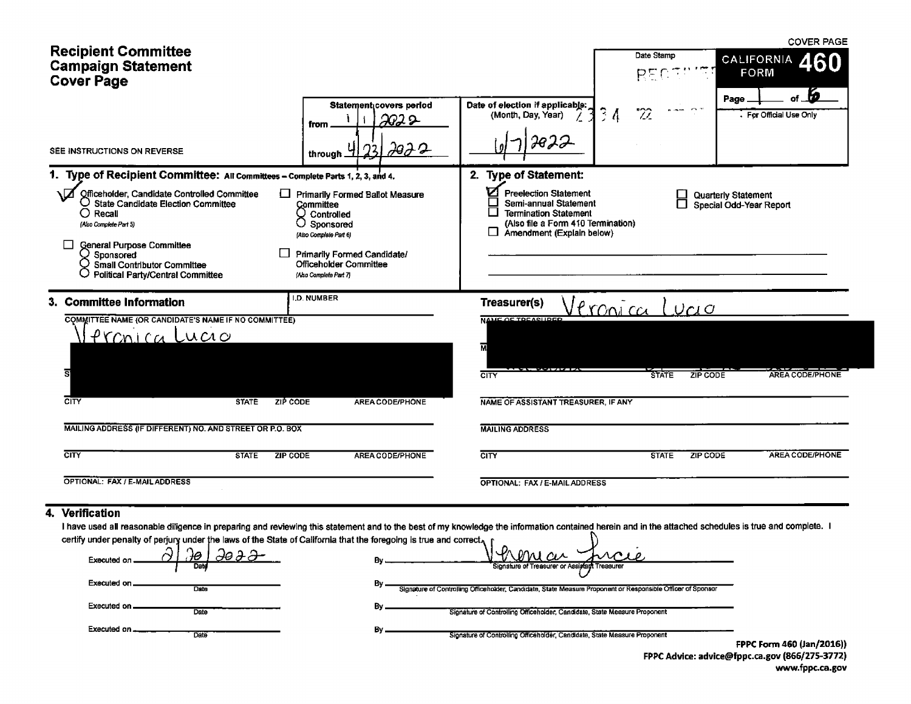COVER PAGE

# Recipient Committee Campaign Statement Cover Page

SEE INSTRUCTIONS ON REVERSE

**CALIFORNIA FORM 460**

Page 1 of 6

For Official Use Only

Date Stamp: RECEIVED 2334 '22

Statement covers period from 1/1/2022 through 4/23/2022

Date of election if applicable: (Month, Day, Year) 6/7/2022

## 1. Type of Recipient Committee: All Committees – Complete Parts 1, 2, 3, and 4.

- [x] Officeholder, Candidate Controlled Committee
  - ○ State Candidate Election Committee
  - ○ Recall (Also Complete Part 5)
- [ ] General Purpose Committee
  - ○ Sponsored
  - ○ Small Contributor Committee
  - ○ Political Party/Central Committee
- [ ] Primarily Formed Ballot Measure Committee
  - ○ Controlled
  - ○ Sponsored (Also Complete Part 6)
- [ ] Primarily Formed Candidate/Officeholder Committee (Also Complete Part 7)

## 2. Type of Statement:

- [x] Preelection Statement
- [ ] Semi-annual Statement
- [ ] Termination Statement (Also file a Form 410 Termination)
- [ ] Amendment (Explain below)
- [ ] Quarterly Statement
- [ ] Special Odd-Year Report

## 3. Committee Information

I.D. NUMBER

COMMITTEE NAME (OR CANDIDATE'S NAME IF NO COMMITTEE)

Veronica Lucio

[REDACTED]

CITY | STATE | ZIP CODE | AREA CODE/PHONE

MAILING ADDRESS (IF DIFFERENT) NO. AND STREET OR P.O. BOX

CITY | STATE | ZIP CODE | AREA CODE/PHONE

OPTIONAL: FAX / E-MAIL ADDRESS

**Treasurer(s)** Veronica Lucio

NAME OF TREASURER

[REDACTED]

CITY | STATE | ZIP CODE | AREA CODE/PHONE

NAME OF ASSISTANT TREASURER, IF ANY

MAILING ADDRESS

CITY | STATE | ZIP CODE | AREA CODE/PHONE

OPTIONAL: FAX / E-MAIL ADDRESS

## 4. Verification

I have used all reasonable diligence in preparing and reviewing this statement and to the best of my knowledge the information contained herein and in the attached schedules is true and complete. I certify under penalty of perjury under the laws of the State of California that the foregoing is true and correct.

Executed on 2/20/2022 Date By Veronica Lucio Signature of Treasurer or Assistant Treasurer

Executed on ________ Date By ________ Signature of Controlling Officeholder, Candidate, State Measure Proponent or Responsible Officer of Sponsor

Executed on ________ Date By ________ Signature of Controlling Officeholder, Candidate, State Measure Proponent

Executed on ________ Date By ________ Signature of Controlling Officeholder, Candidate, State Measure Proponent

FPPC Form 460 (Jan/2016))
FPPC Advice: advice@fppc.ca.gov (866/275-3772)
www.fppc.ca.gov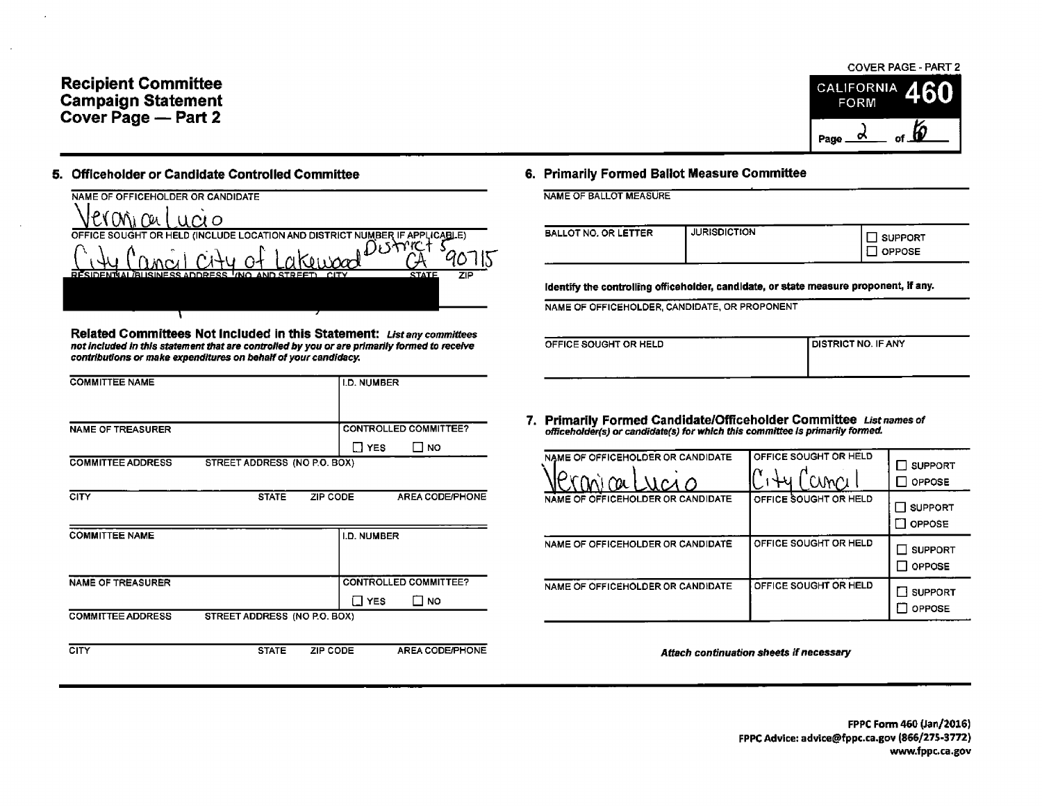# Recipient Committee Campaign Statement Cover Page — Part 2

COVER PAGE - PART 2

CALIFORNIA FORM **460**

## 5. Officeholder or Candidate Controlled Committee

NAME OF OFFICEHOLDER OR CANDIDATE

Veronica Lucio

OFFICE SOUGHT OR HELD (INCLUDE LOCATION AND DISTRICT NUMBER IF APPLICABLE)

City Council City of Lakewood District 5

RESIDENTIAL/BUSINESS ADDRESS (NO. AND STREET) CITY STATE ZIP

CA 90715

**Related Committees Not Included in this Statement:** *List any committees not included in this statement that are controlled by you or are primarily formed to receive contributions or make expenditures on behalf of your candidacy.*

| COMMITTEE NAME | | | I.D. NUMBER |
|---|---|---|---|
| NAME OF TREASURER | | | CONTROLLED COMMITTEE? ☐ YES ☐ NO |
| COMMITTEE ADDRESS | STREET ADDRESS (NO P.O. BOX) | | |
| CITY | STATE | ZIP CODE | AREA CODE/PHONE |

| COMMITTEE NAME | | | I.D. NUMBER |
|---|---|---|---|
| NAME OF TREASURER | | | CONTROLLED COMMITTEE? ☐ YES ☐ NO |
| COMMITTEE ADDRESS | STREET ADDRESS (NO P.O. BOX) | | |
| CITY | STATE | ZIP CODE | AREA CODE/PHONE |

## 6. Primarily Formed Ballot Measure Committee

NAME OF BALLOT MEASURE

| BALLOT NO. OR LETTER | JURISDICTION | ☐ SUPPORT ☐ OPPOSE |
|---|---|---|
| | | |

**Identify the controlling officeholder, candidate, or state measure proponent, if any.**

NAME OF OFFICEHOLDER, CANDIDATE, OR PROPONENT

| OFFICE SOUGHT OR HELD | DISTRICT NO. IF ANY |
|---|---|
| | |

## 7. Primarily Formed Candidate/Officeholder Committee *List names of officeholder(s) or candidate(s) for which this committee is primarily formed.*

| NAME OF OFFICEHOLDER OR CANDIDATE | OFFICE SOUGHT OR HELD | |
|---|---|---|
| Veronica Lucio | City Council | ☐ SUPPORT ☐ OPPOSE |
| NAME OF OFFICEHOLDER OR CANDIDATE | OFFICE SOUGHT OR HELD | ☐ SUPPORT ☐ OPPOSE |
| NAME OF OFFICEHOLDER OR CANDIDATE | OFFICE SOUGHT OR HELD | ☐ SUPPORT ☐ OPPOSE |
| NAME OF OFFICEHOLDER OR CANDIDATE | OFFICE SOUGHT OR HELD | ☐ SUPPORT ☐ OPPOSE |

*Attach continuation sheets if necessary*

**FPPC Form 460 (Jan/2016)**
**FPPC Advice: advice@fppc.ca.gov (866/275-3772)**
**www.fppc.ca.gov**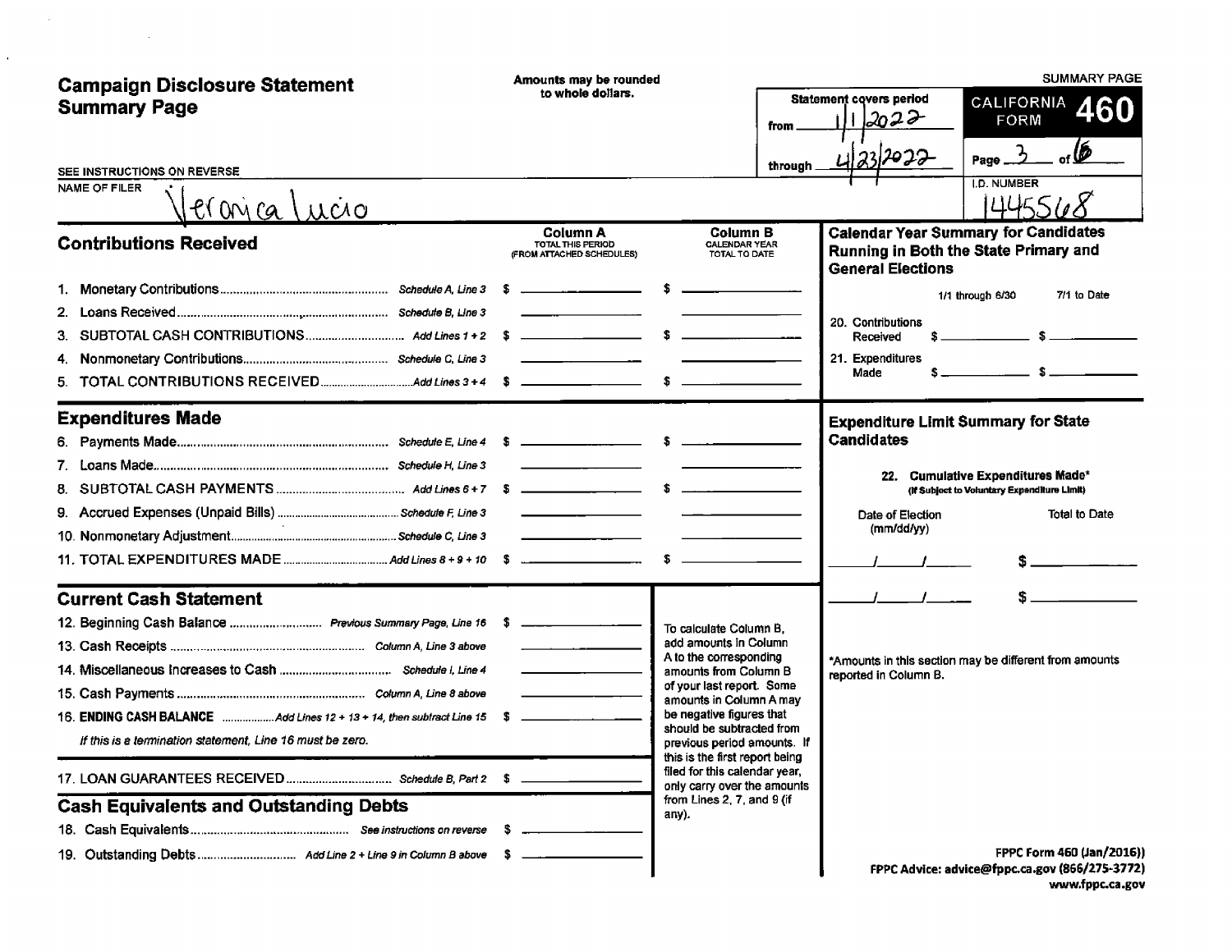# Campaign Disclosure Statement Summary Page

Amounts may be rounded to whole dollars.

SUMMARY PAGE

Statement covers period from 1/1/2022 through 4/23/2022

**CALIFORNIA FORM 460**

Page 3 of 6

SEE INSTRUCTIONS ON REVERSE

NAME OF FILER: Veronica Lucio

I.D. NUMBER: 1445568

## Contributions Received

| | | Column A TOTAL THIS PERIOD (FROM ATTACHED SCHEDULES) | Column B CALENDAR YEAR TOTAL TO DATE |
|---|---|---|---|
| 1. Monetary Contributions | Schedule A, Line 3 | $ | $ |
| 2. Loans Received | Schedule B, Line 3 | | |
| 3. SUBTOTAL CASH CONTRIBUTIONS | Add Lines 1 + 2 | $ | $ |
| 4. Nonmonetary Contributions | Schedule C, Line 3 | | |
| 5. TOTAL CONTRIBUTIONS RECEIVED | Add Lines 3 + 4 | $ | $ |

## Expenditures Made

| | | Column A | Column B |
|---|---|---|---|
| 6. Payments Made | Schedule E, Line 4 | $ | $ |
| 7. Loans Made | Schedule H, Line 3 | | |
| 8. SUBTOTAL CASH PAYMENTS | Add Lines 6 + 7 | $ | $ |
| 9. Accrued Expenses (Unpaid Bills) | Schedule F, Line 3 | | |
| 10. Nonmonetary Adjustment | Schedule C, Line 3 | | |
| 11. TOTAL EXPENDITURES MADE | Add Lines 8 + 9 + 10 | $ | $ |

## Current Cash Statement

| | | |
|---|---|---|
| 12. Beginning Cash Balance | Previous Summary Page, Line 16 | $ |
| 13. Cash Receipts | Column A, Line 3 above | |
| 14. Miscellaneous Increases to Cash | Schedule I, Line 4 | |
| 15. Cash Payments | Column A, Line 8 above | |
| 16. **ENDING CASH BALANCE** | Add Lines 12 + 13 + 14, then subtract Line 15 | $ |

*If this is a termination statement, Line 16 must be zero.*

| | | |
|---|---|---|
| 17. LOAN GUARANTEES RECEIVED | Schedule B, Part 2 | $ |

To calculate Column B, add amounts in Column A to the corresponding amounts from Column B of your last report. Some amounts in Column A may be negative figures that should be subtracted from previous period amounts. If this is the first report being filed for this calendar year, only carry over the amounts from Lines 2, 7, and 9 (if any).

## Cash Equivalents and Outstanding Debts

| | | |
|---|---|---|
| 18. Cash Equivalents | See instructions on reverse | $ |
| 19. Outstanding Debts | Add Line 2 + Line 9 in Column B above | $ |

## Calendar Year Summary for Candidates Running in Both the State Primary and General Elections

| | 1/1 through 6/30 | 7/1 to Date |
|---|---|---|
| 20. Contributions Received | $ | $ |
| 21. Expenditures Made | $ | $ |

## Expenditure Limit Summary for State Candidates

22. **Cumulative Expenditures Made*** (If Subject to Voluntary Expenditure Limit)

| Date of Election (mm/dd/yy) | Total to Date |
|---|---|
| / / | $ |
| / / | $ |

*Amounts in this section may be different from amounts reported in Column B.

FPPC Form 460 (Jan/2016))
FPPC Advice: advice@fppc.ca.gov (866/275-3772)
www.fppc.ca.gov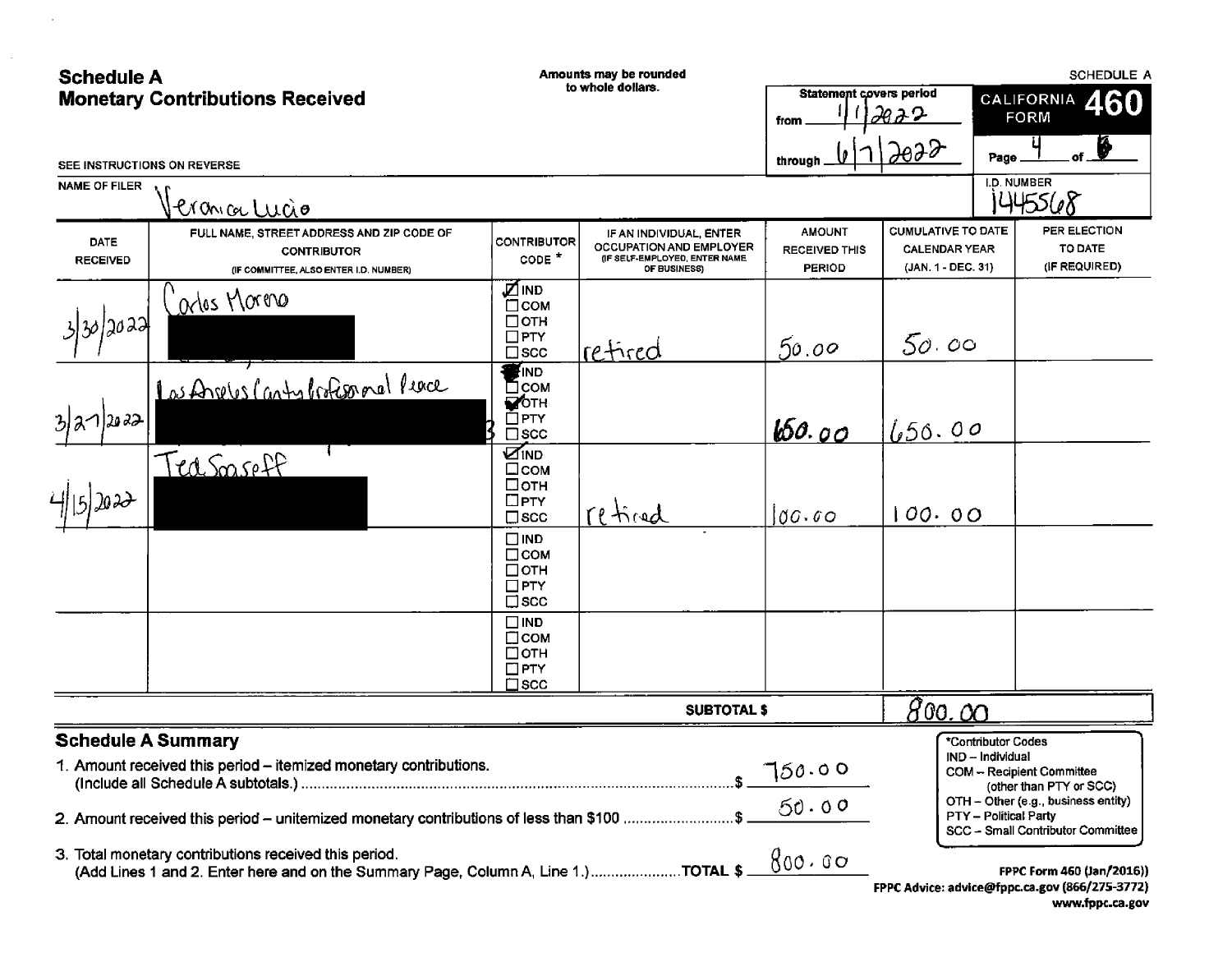# Schedule A
## Monetary Contributions Received

Amounts may be rounded to whole dollars.

SCHEDULE A

**CALIFORNIA FORM 460**

Statement covers period from 1/1/2022 through 6/7/2022

Page 4 of 6

SEE INSTRUCTIONS ON REVERSE

NAME OF FILER: Veronica Lucio

I.D. NUMBER: 1445568

| DATE RECEIVED | FULL NAME, STREET ADDRESS AND ZIP CODE OF CONTRIBUTOR (IF COMMITTEE, ALSO ENTER I.D. NUMBER) | CONTRIBUTOR CODE * | IF AN INDIVIDUAL, ENTER OCCUPATION AND EMPLOYER (IF SELF-EMPLOYED, ENTER NAME OF BUSINESS) | AMOUNT RECEIVED THIS PERIOD | CUMULATIVE TO DATE CALENDAR YEAR (JAN. 1 - DEC. 31) | PER ELECTION TO DATE (IF REQUIRED) |
|---|---|---|---|---|---|---|
| 3/30/2022 | Carlos Moreno [REDACTED] | ☑ IND ☐ COM ☐ OTH ☐ PTY ☐ SCC | retired | 50.00 | 50.00 | |
| 3/27/2022 | Los Angeles County Professional Peace [REDACTED] | ■ IND ☐ COM ☑ OTH ☐ PTY ☐ SCC | | 650.00 | 650.00 | |
| 4/15/2022 | Ted Soaseff [REDACTED] | ☑ IND ☐ COM ☐ OTH ☐ PTY ☐ SCC | retired | 100.00 | 100.00 | |
| | | ☐ IND ☐ COM ☐ OTH ☐ PTY ☐ SCC | | | | |
| | | ☐ IND ☐ COM ☐ OTH ☐ PTY ☐ SCC | | | | |
| | | | **SUBTOTAL $** | 800.00 | | |

## Schedule A Summary

1. Amount received this period – itemized monetary contributions. (Include all Schedule A subtotals.) $ 750.00
2. Amount received this period – unitemized monetary contributions of less than $100 $ 50.00
3. Total monetary contributions received this period. (Add Lines 1 and 2. Enter here and on the Summary Page, Column A, Line 1.) TOTAL $ 800.00

*Contributor Codes
- IND – Individual
- COM – Recipient Committee (other than PTY or SCC)
- OTH – Other (e.g., business entity)
- PTY – Political Party
- SCC – Small Contributor Committee

FPPC Form 460 (Jan/2016))
FPPC Advice: advice@fppc.ca.gov (866/275-3772)
www.fppc.ca.gov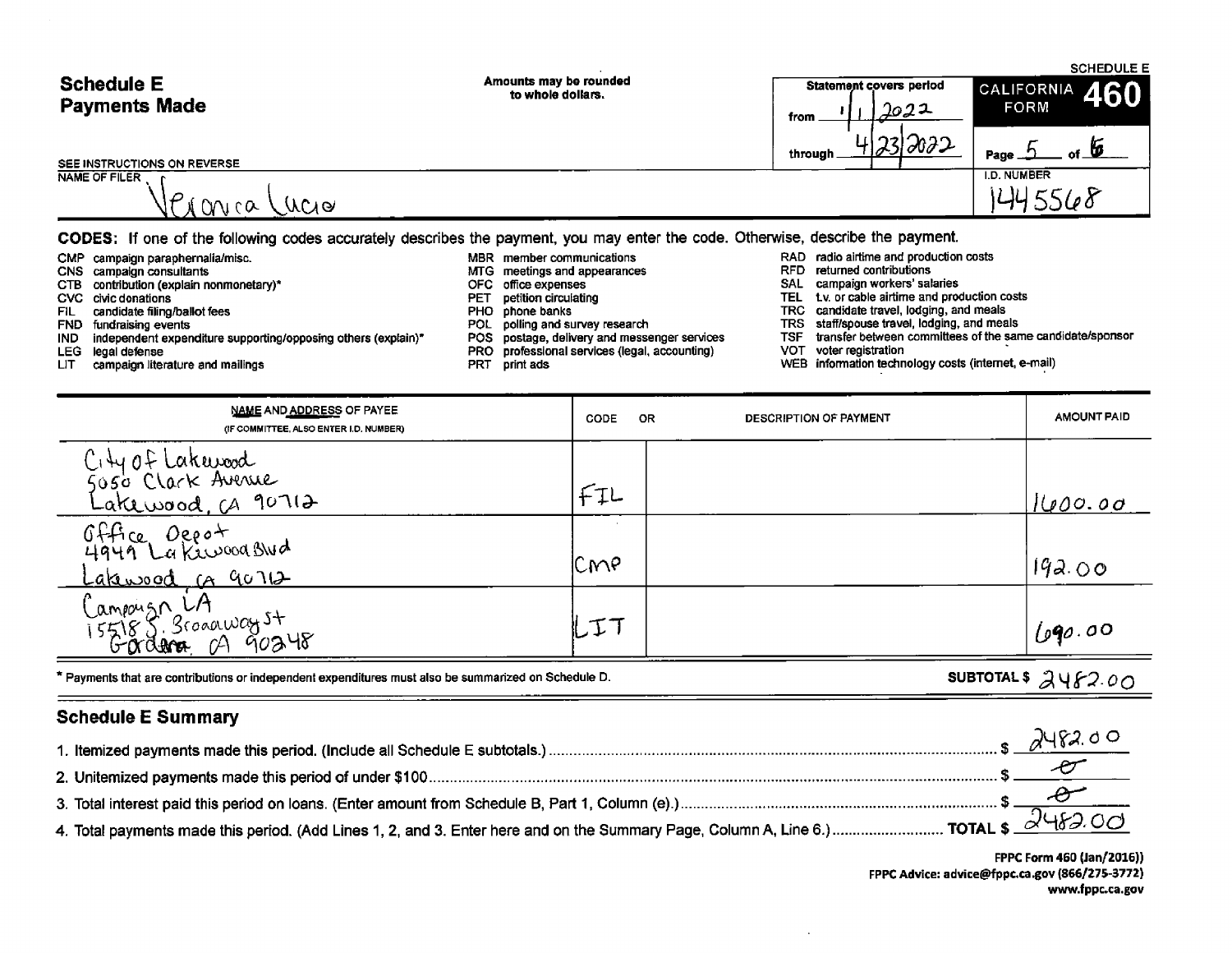# Schedule E
## Payments Made

Amounts may be rounded to whole dollars.

SCHEDULE E

**CALIFORNIA FORM 460**

Statement covers period from 1/1/2022 through 4/23/2022

Page 5 of 6

SEE INSTRUCTIONS ON REVERSE

NAME OF FILER: Veronica Lucio

I.D. NUMBER: 1445568

**CODES:** If one of the following codes accurately describes the payment, you may enter the code. Otherwise, describe the payment.

- CMP campaign paraphernalia/misc.
- CNS campaign consultants
- CTB contribution (explain nonmonetary)*
- CVC civic donations
- FIL candidate filing/ballot fees
- FND fundraising events
- IND independent expenditure supporting/opposing others (explain)*
- LEG legal defense
- LIT campaign literature and mailings
- MBR member communications
- MTG meetings and appearances
- OFC office expenses
- PET petition circulating
- PHO phone banks
- POL polling and survey research
- POS postage, delivery and messenger services
- PRO professional services (legal, accounting)
- PRT print ads
- RAD radio airtime and production costs
- RFD returned contributions
- SAL campaign workers' salaries
- TEL t.v. or cable airtime and production costs
- TRC candidate travel, lodging, and meals
- TRS staff/spouse travel, lodging, and meals
- TSF transfer between committees of the same candidate/sponsor
- VOT voter registration
- WEB information technology costs (internet, e-mail)

| NAME AND ADDRESS OF PAYEE (IF COMMITTEE, ALSO ENTER I.D. NUMBER) | CODE | DESCRIPTION OF PAYMENT | AMOUNT PAID |
|---|---|---|---|
| City of Lakewood, 5050 Clark Avenue, Lakewood, CA 90712 | FIL | | 1600.00 |
| Office Depot, 4949 Lakewood Blvd, Lakewood, CA 90712 | CMP | | 192.00 |
| Campaign LA, 15518 S. Broadway St, Gardena, CA 90248 | LIT | | 690.00 |

\* Payments that are contributions or independent expenditures must also be summarized on Schedule D.

SUBTOTAL $ 2482.00

## Schedule E Summary

1. Itemized payments made this period. (Include all Schedule E subtotals.) $ 2482.00
2. Unitemized payments made this period of under $100 $ 0
3. Total interest paid this period on loans. (Enter amount from Schedule B, Part 1, Column (e).) $ 0
4. Total payments made this period. (Add Lines 1, 2, and 3. Enter here and on the Summary Page, Column A, Line 6.) TOTAL $ 2482.00

FPPC Form 460 (Jan/2016))
FPPC Advice: advice@fppc.ca.gov (866/275-3772)
www.fppc.ca.gov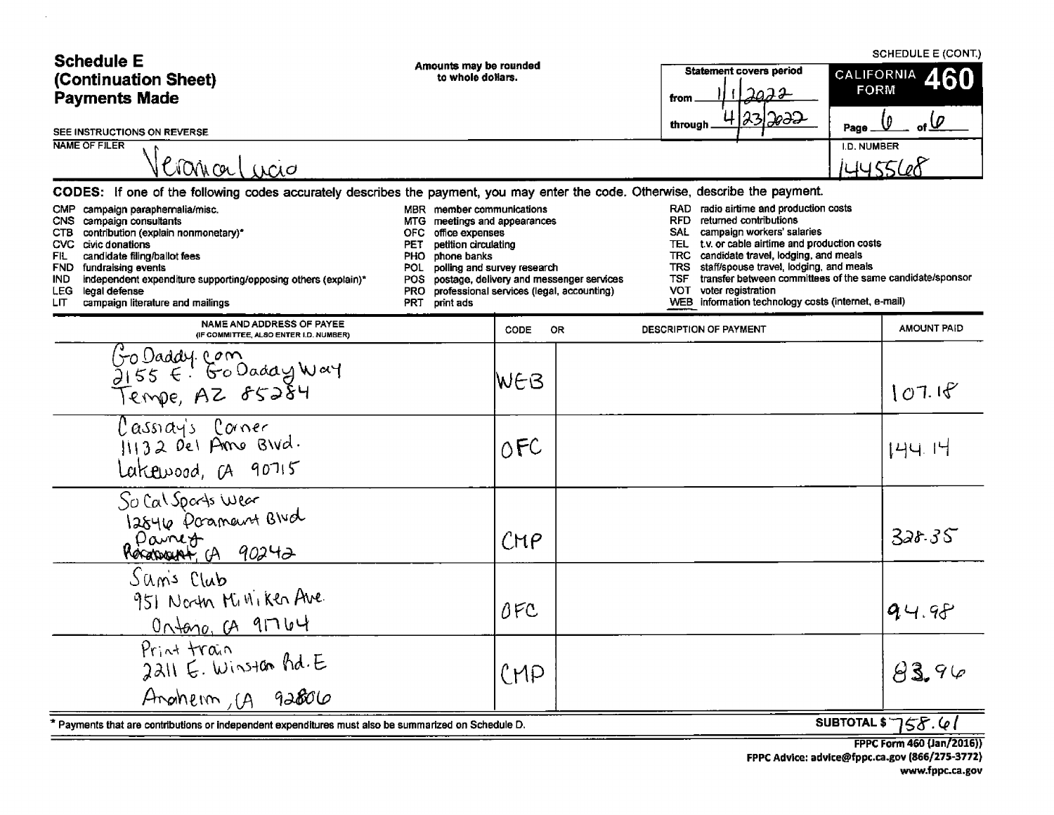SCHEDULE E (CONT.)

# Schedule E (Continuation Sheet) Payments Made

Amounts may be rounded to whole dollars.

Statement covers period
from 1/1/2022
through 4/23/2022

CALIFORNIA FORM **460**

Page 6 of 6

SEE INSTRUCTIONS ON REVERSE

NAME OF FILER: Veronica Lucio

I.D. NUMBER: 1445568

**CODES:** If one of the following codes accurately describes the payment, you may enter the code. Otherwise, describe the payment.

- CMP campaign paraphernalia/misc.
- CNS campaign consultants
- CTB contribution (explain nonmonetary)*
- CVC civic donations
- FIL candidate filing/ballot fees
- FND fundraising events
- IND independent expenditure supporting/opposing others (explain)*
- LEG legal defense
- LIT campaign literature and mailings
- MBR member communications
- MTG meetings and appearances
- OFC office expenses
- PET petition circulating
- PHO phone banks
- POL polling and survey research
- POS postage, delivery and messenger services
- PRO professional services (legal, accounting)
- PRT print ads
- RAD radio airtime and production costs
- RFD returned contributions
- SAL campaign workers' salaries
- TEL t.v. or cable airtime and production costs
- TRC candidate travel, lodging, and meals
- TRS staff/spouse travel, lodging, and meals
- TSF transfer between committees of the same candidate/sponsor
- VOT voter registration
- WEB information technology costs (internet, e-mail)

| NAME AND ADDRESS OF PAYEE (IF COMMITTEE, ALSO ENTER I.D. NUMBER) | CODE | OR DESCRIPTION OF PAYMENT | AMOUNT PAID |
|---|---|---|---|
| GoDaddy.com<br>2155 E. GoDaddy Way<br>Tempe, AZ 85284 | WEB | | 107.18 |
| Cassidy's Corner<br>11132 Del Amo Blvd.<br>Lakewood, CA 90715 | OFC | | 144.14 |
| So Cal Sports Wear<br>12846 Paramount Blvd<br>Downey, CA 90242 | CMP | | 328.35 |
| Sam's Club<br>951 North Milliken Ave.<br>Ontario, CA 91764 | OFC | | 94.98 |
| Print train<br>2211 E. Winston Rd. E<br>Anaheim, CA 92806 | CMP | | 83.96 |

\* Payments that are contributions or independent expenditures must also be summarized on Schedule D.

SUBTOTAL $ 758.61

FPPC Form 460 (Jan/2016))
FPPC Advice: advice@fppc.ca.gov (866/275-3772)
www.fppc.ca.gov